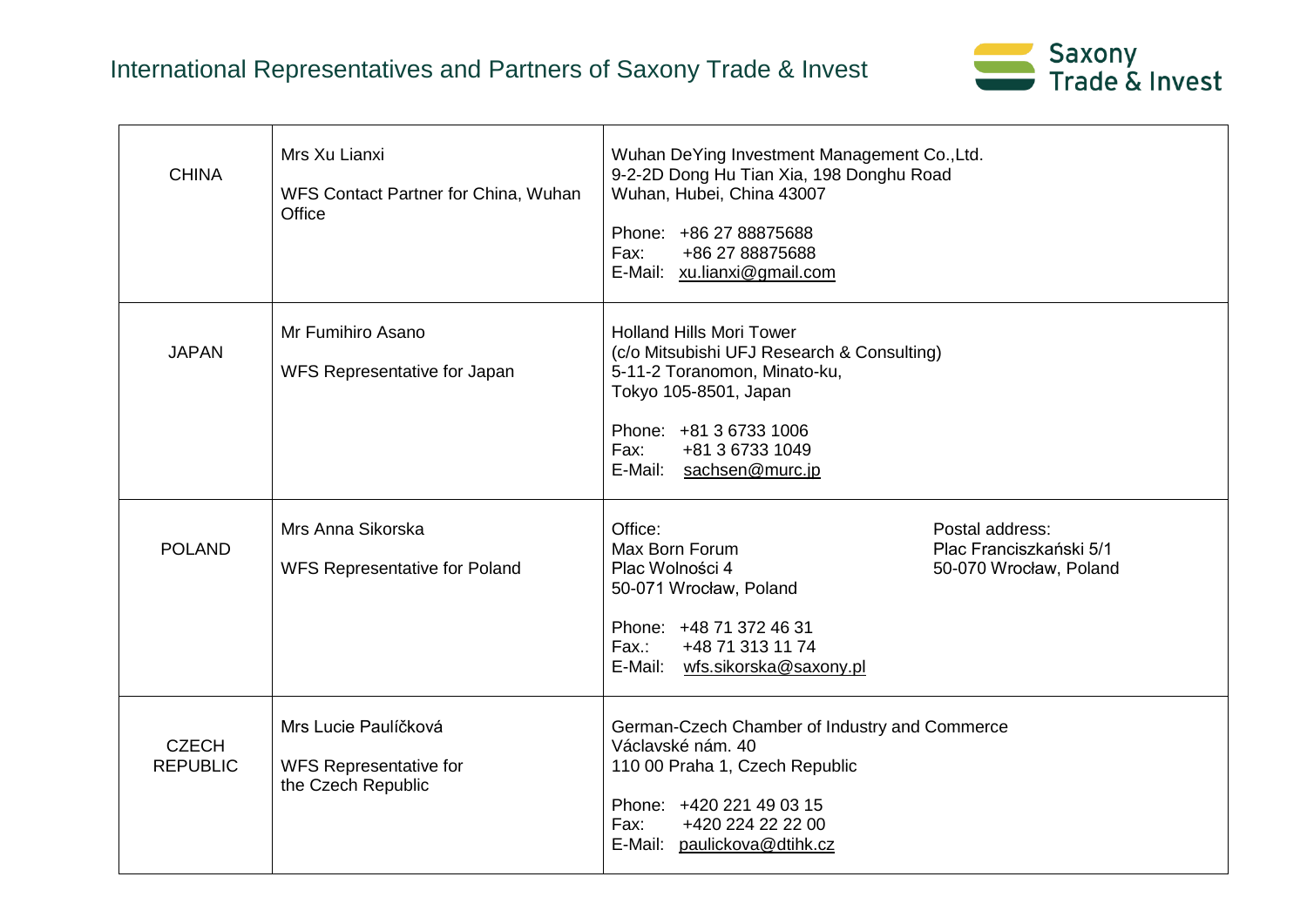# International Representatives and Partners of Saxony Trade & Invest

| | | |
|---|---|---|
| CHINA | Mrs Xu Lianxi<br><br>WFS Contact Partner for China, Wuhan Office | Wuhan DeYing Investment Management Co.,Ltd.<br>9-2-2D Dong Hu Tian Xia, 198 Donghu Road<br>Wuhan, Hubei, China 43007<br><br>Phone: +86 27 88875688<br>Fax: +86 27 88875688<br>E-Mail: xu.lianxi@gmail.com |
| JAPAN | Mr Fumihiro Asano<br><br>WFS Representative for Japan | Holland Hills Mori Tower<br>(c/o Mitsubishi UFJ Research & Consulting)<br>5-11-2 Toranomon, Minato-ku,<br>Tokyo 105-8501, Japan<br><br>Phone: +81 3 6733 1006<br>Fax: +81 3 6733 1049<br>E-Mail: sachsen@murc.jp |
| POLAND | Mrs Anna Sikorska<br><br>WFS Representative for Poland | Office:<br>Max Born Forum<br>Plac Wolności 4<br>50-071 Wrocław, Poland<br><br>Postal address:<br>Plac Franciszkański 5/1<br>50-070 Wrocław, Poland<br><br>Phone: +48 71 372 46 31<br>Fax.: +48 71 313 11 74<br>E-Mail: wfs.sikorska@saxony.pl |
| CZECH REPUBLIC | Mrs Lucie Paulíčková<br><br>WFS Representative for the Czech Republic | German-Czech Chamber of Industry and Commerce<br>Václavské nám. 40<br>110 00 Praha 1, Czech Republic<br><br>Phone: +420 221 49 03 15<br>Fax: +420 224 22 22 00<br>E-Mail: paulickova@dtihk.cz |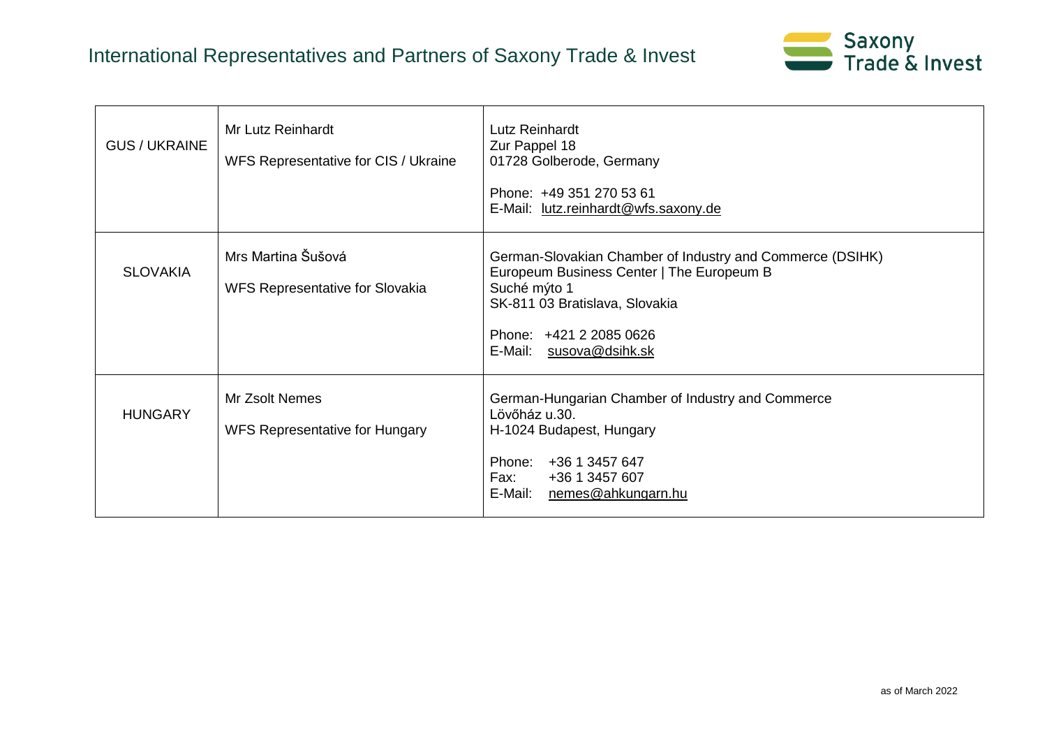| | | |
|---|---|---|
| GUS / UKRAINE | Mr Lutz Reinhardt<br><br>WFS Representative for CIS / Ukraine | Lutz Reinhardt<br>Zur Pappel 18<br>01728 Golberode, Germany<br><br>Phone: +49 351 270 53 61<br>E-Mail: lutz.reinhardt@wfs.saxony.de |
| SLOVAKIA | Mrs Martina Šušová<br><br>WFS Representative for Slovakia | German-Slovakian Chamber of Industry and Commerce (DSIHK)<br>Europeum Business Center \| The Europeum B<br>Suché mýto 1<br>SK-811 03 Bratislava, Slovakia<br><br>Phone: +421 2 2085 0626<br>E-Mail: susova@dsihk.sk |
| HUNGARY | Mr Zsolt Nemes<br><br>WFS Representative for Hungary | German-Hungarian Chamber of Industry and Commerce<br>Lövőház u.30.<br>H-1024 Budapest, Hungary<br><br>Phone: +36 1 3457 647<br>Fax: +36 1 3457 607<br>E-Mail: nemes@ahkungarn.hu |

as of March 2022